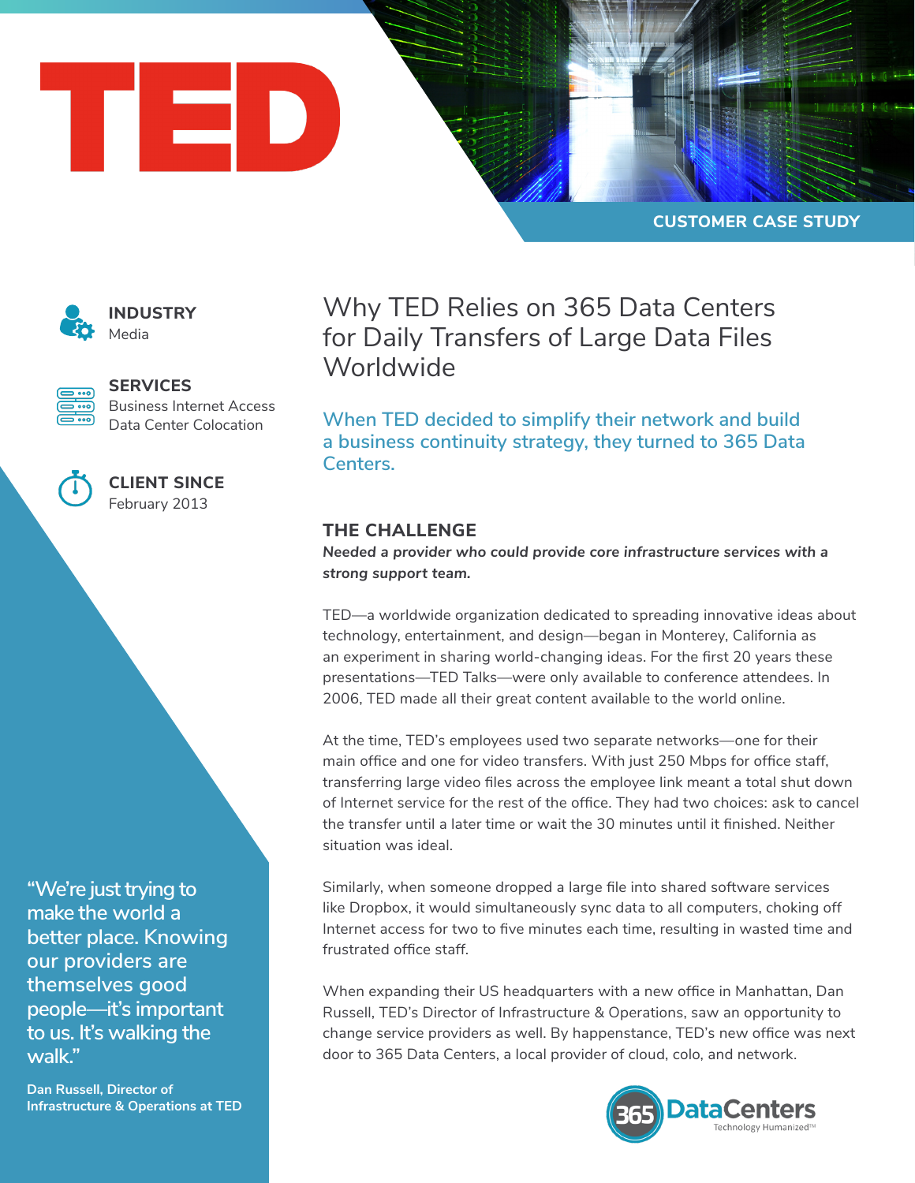TED

CUSTOMER CASE STUDY

**INDUSTRY**
Media

**SERVICES**
Business Internet Access
Data Center Colocation

**CLIENT SINCE**
February 2013

# Why TED Relies on 365 Data Centers for Daily Transfers of Large Data Files Worldwide

When TED decided to simplify their network and build a business continuity strategy, they turned to 365 Data Centers.

## THE CHALLENGE

***Needed a provider who could provide core infrastructure services with a strong support team.***

TED—a worldwide organization dedicated to spreading innovative ideas about technology, entertainment, and design—began in Monterey, California as an experiment in sharing world-changing ideas. For the first 20 years these presentations—TED Talks—were only available to conference attendees. In 2006, TED made all their great content available to the world online.

At the time, TED's employees used two separate networks—one for their main office and one for video transfers. With just 250 Mbps for office staff, transferring large video files across the employee link meant a total shut down of Internet service for the rest of the office. They had two choices: ask to cancel the transfer until a later time or wait the 30 minutes until it finished. Neither situation was ideal.

Similarly, when someone dropped a large file into shared software services like Dropbox, it would simultaneously sync data to all computers, choking off Internet access for two to five minutes each time, resulting in wasted time and frustrated office staff.

When expanding their US headquarters with a new office in Manhattan, Dan Russell, TED's Director of Infrastructure & Operations, saw an opportunity to change service providers as well. By happenstance, TED's new office was next door to 365 Data Centers, a local provider of cloud, colo, and network.

"We're just trying to make the world a better place. Knowing our providers are themselves good people—it's important to us. It's walking the walk."

**Dan Russell, Director of Infrastructure & Operations at TED**

365 DataCenters — Technology Humanized™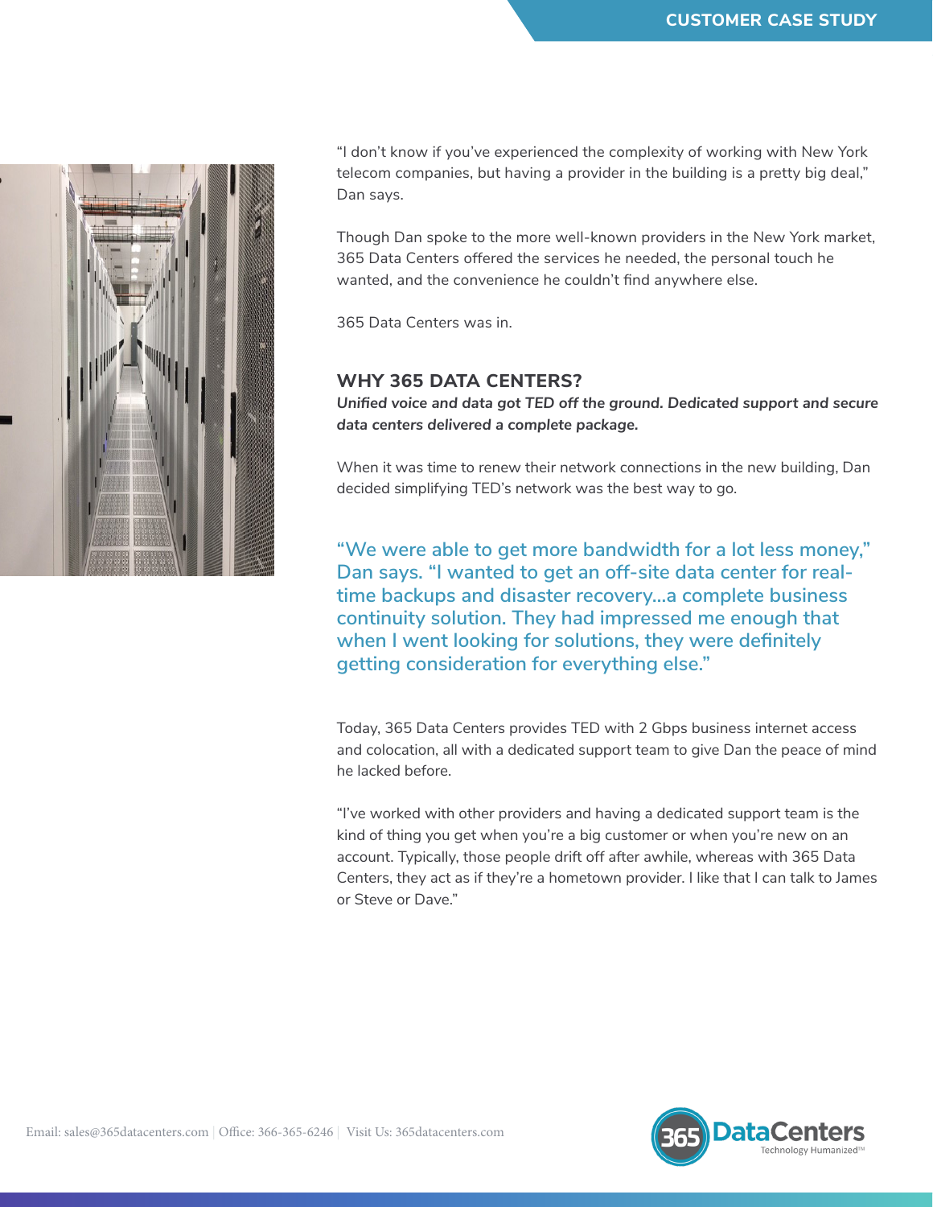"I don't know if you've experienced the complexity of working with New York telecom companies, but having a provider in the building is a pretty big deal," Dan says.

Though Dan spoke to the more well-known providers in the New York market, 365 Data Centers offered the services he needed, the personal touch he wanted, and the convenience he couldn't find anywhere else.

365 Data Centers was in.

## WHY 365 DATA CENTERS?

***Unified voice and data got TED off the ground. Dedicated support and secure data centers delivered a complete package.***

When it was time to renew their network connections in the new building, Dan decided simplifying TED's network was the best way to go.

> "We were able to get more bandwidth for a lot less money," Dan says. "I wanted to get an off-site data center for real-time backups and disaster recovery...a complete business continuity solution. They had impressed me enough that when I went looking for solutions, they were definitely getting consideration for everything else."

Today, 365 Data Centers provides TED with 2 Gbps business internet access and colocation, all with a dedicated support team to give Dan the peace of mind he lacked before.

"I've worked with other providers and having a dedicated support team is the kind of thing you get when you're a big customer or when you're new on an account. Typically, those people drift off after awhile, whereas with 365 Data Centers, they act as if they're a hometown provider. I like that I can talk to James or Steve or Dave."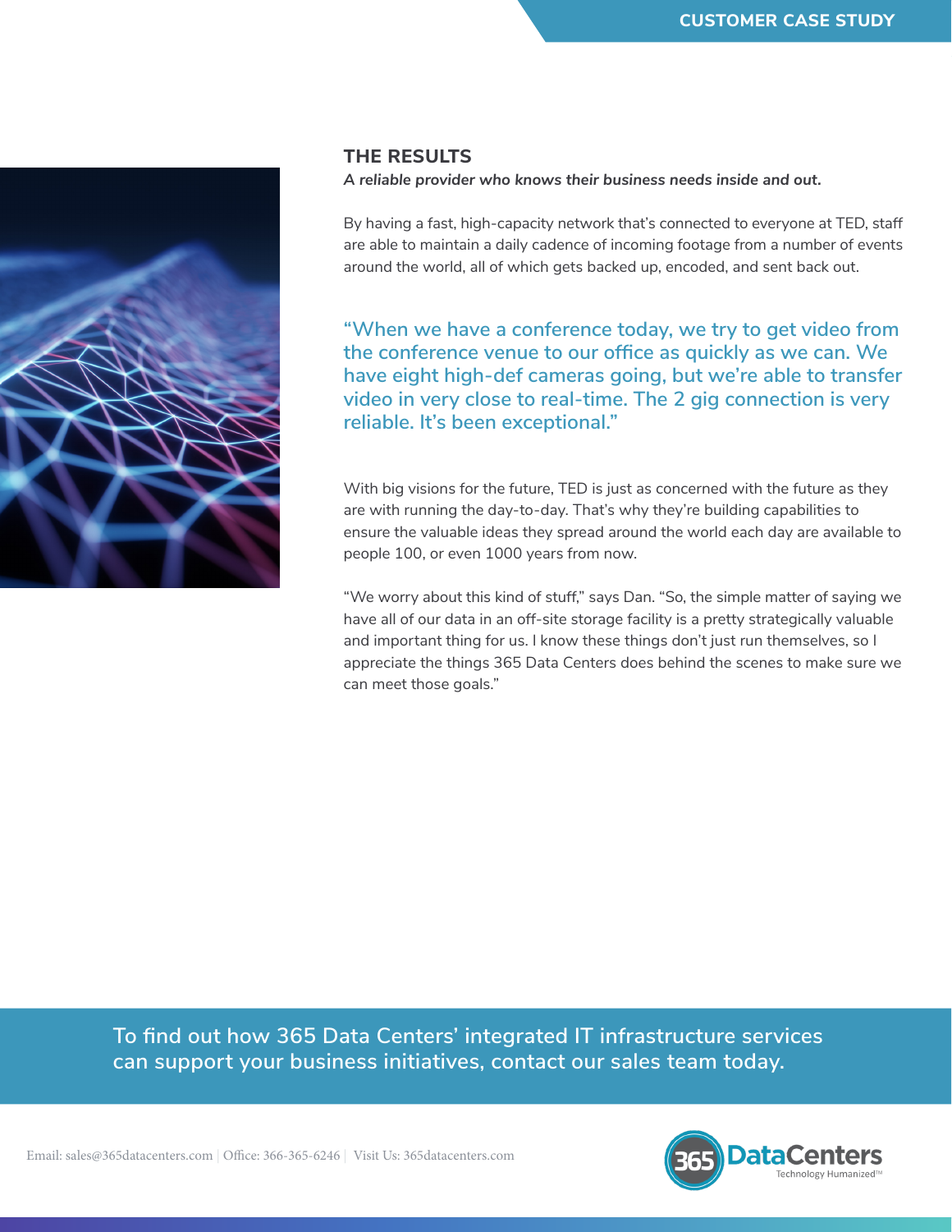## THE RESULTS

***A reliable provider who knows their business needs inside and out.***

By having a fast, high-capacity network that's connected to everyone at TED, staff are able to maintain a daily cadence of incoming footage from a number of events around the world, all of which gets backed up, encoded, and sent back out.

> "When we have a conference today, we try to get video from the conference venue to our office as quickly as we can. We have eight high-def cameras going, but we're able to transfer video in very close to real-time. The 2 gig connection is very reliable. It's been exceptional."

With big visions for the future, TED is just as concerned with the future as they are with running the day-to-day. That's why they're building capabilities to ensure the valuable ideas they spread around the world each day are available to people 100, or even 1000 years from now.

"We worry about this kind of stuff," says Dan. "So, the simple matter of saying we have all of our data in an off-site storage facility is a pretty strategically valuable and important thing for us. I know these things don't just run themselves, so I appreciate the things 365 Data Centers does behind the scenes to make sure we can meet those goals."

**To find out how 365 Data Centers' integrated IT infrastructure services can support your business initiatives, contact our sales team today.**

Email: sales@365datacenters.com | Office: 366-365-6246 | Visit Us: 365datacenters.com

365 DataCenters Technology Humanized™